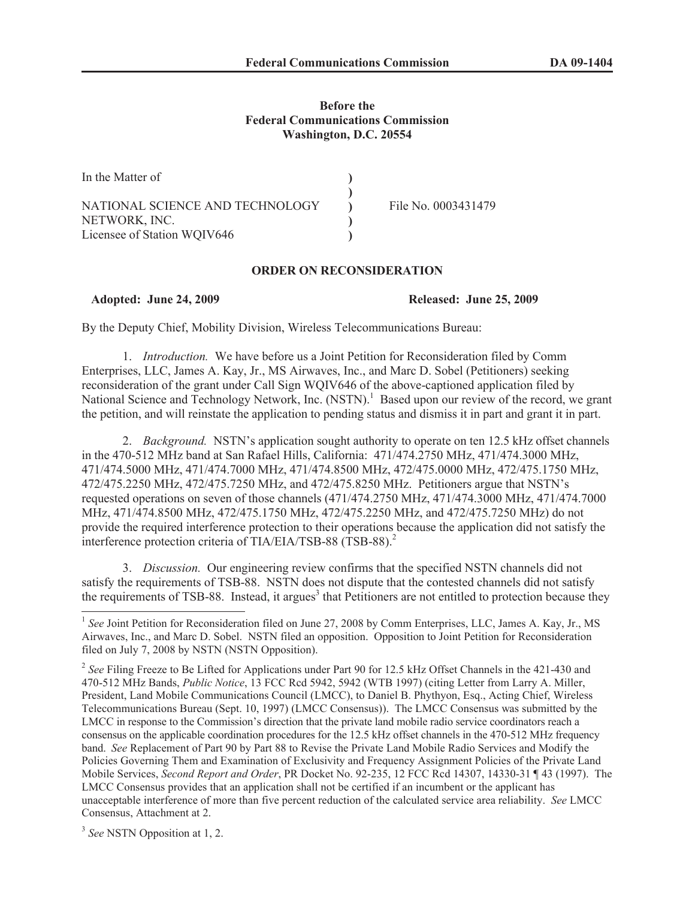**Before the**
**Federal Communications Commission**
**Washington, D.C. 20554**

| | | |
|---|---|---|
| In the Matter of | ) | |
| | ) | |
| NATIONAL SCIENCE AND TECHNOLOGY | ) | File No. 0003431479 |
| NETWORK, INC. | ) | |
| Licensee of Station WQIV646 | ) | |

## ORDER ON RECONSIDERATION

**Adopted: June 24, 2009** **Released: June 25, 2009**

By the Deputy Chief, Mobility Division, Wireless Telecommunications Bureau:

1. *Introduction.* We have before us a Joint Petition for Reconsideration filed by Comm Enterprises, LLC, James A. Kay, Jr., MS Airwaves, Inc., and Marc D. Sobel (Petitioners) seeking reconsideration of the grant under Call Sign WQIV646 of the above-captioned application filed by National Science and Technology Network, Inc. (NSTN).[1] Based upon our review of the record, we grant the petition, and will reinstate the application to pending status and dismiss it in part and grant it in part.

2. *Background.* NSTN's application sought authority to operate on ten 12.5 kHz offset channels in the 470-512 MHz band at San Rafael Hills, California: 471/474.2750 MHz, 471/474.3000 MHz, 471/474.5000 MHz, 471/474.7000 MHz, 471/474.8500 MHz, 472/475.0000 MHz, 472/475.1750 MHz, 472/475.2250 MHz, 472/475.7250 MHz, and 472/475.8250 MHz. Petitioners argue that NSTN's requested operations on seven of those channels (471/474.2750 MHz, 471/474.3000 MHz, 471/474.7000 MHz, 471/474.8500 MHz, 472/475.1750 MHz, 472/475.2250 MHz, and 472/475.7250 MHz) do not provide the required interference protection to their operations because the application did not satisfy the interference protection criteria of TIA/EIA/TSB-88 (TSB-88).[2]

3. *Discussion.* Our engineering review confirms that the specified NSTN channels did not satisfy the requirements of TSB-88. NSTN does not dispute that the contested channels did not satisfy the requirements of TSB-88. Instead, it argues[3] that Petitioners are not entitled to protection because they

---

[1] *See* Joint Petition for Reconsideration filed on June 27, 2008 by Comm Enterprises, LLC, James A. Kay, Jr., MS Airwaves, Inc., and Marc D. Sobel. NSTN filed an opposition. Opposition to Joint Petition for Reconsideration filed on July 7, 2008 by NSTN (NSTN Opposition).

[2] *See* Filing Freeze to Be Lifted for Applications under Part 90 for 12.5 kHz Offset Channels in the 421-430 and 470-512 MHz Bands, *Public Notice*, 13 FCC Rcd 5942, 5942 (WTB 1997) (citing Letter from Larry A. Miller, President, Land Mobile Communications Council (LMCC), to Daniel B. Phythyon, Esq., Acting Chief, Wireless Telecommunications Bureau (Sept. 10, 1997) (LMCC Consensus)). The LMCC Consensus was submitted by the LMCC in response to the Commission's direction that the private land mobile radio service coordinators reach a consensus on the applicable coordination procedures for the 12.5 kHz offset channels in the 470-512 MHz frequency band. *See* Replacement of Part 90 by Part 88 to Revise the Private Land Mobile Radio Services and Modify the Policies Governing Them and Examination of Exclusivity and Frequency Assignment Policies of the Private Land Mobile Services, *Second Report and Order*, PR Docket No. 92-235, 12 FCC Rcd 14307, 14330-31 ¶ 43 (1997). The LMCC Consensus provides that an application shall not be certified if an incumbent or the applicant has unacceptable interference of more than five percent reduction of the calculated service area reliability. *See* LMCC Consensus, Attachment at 2.

[3] *See* NSTN Opposition at 1, 2.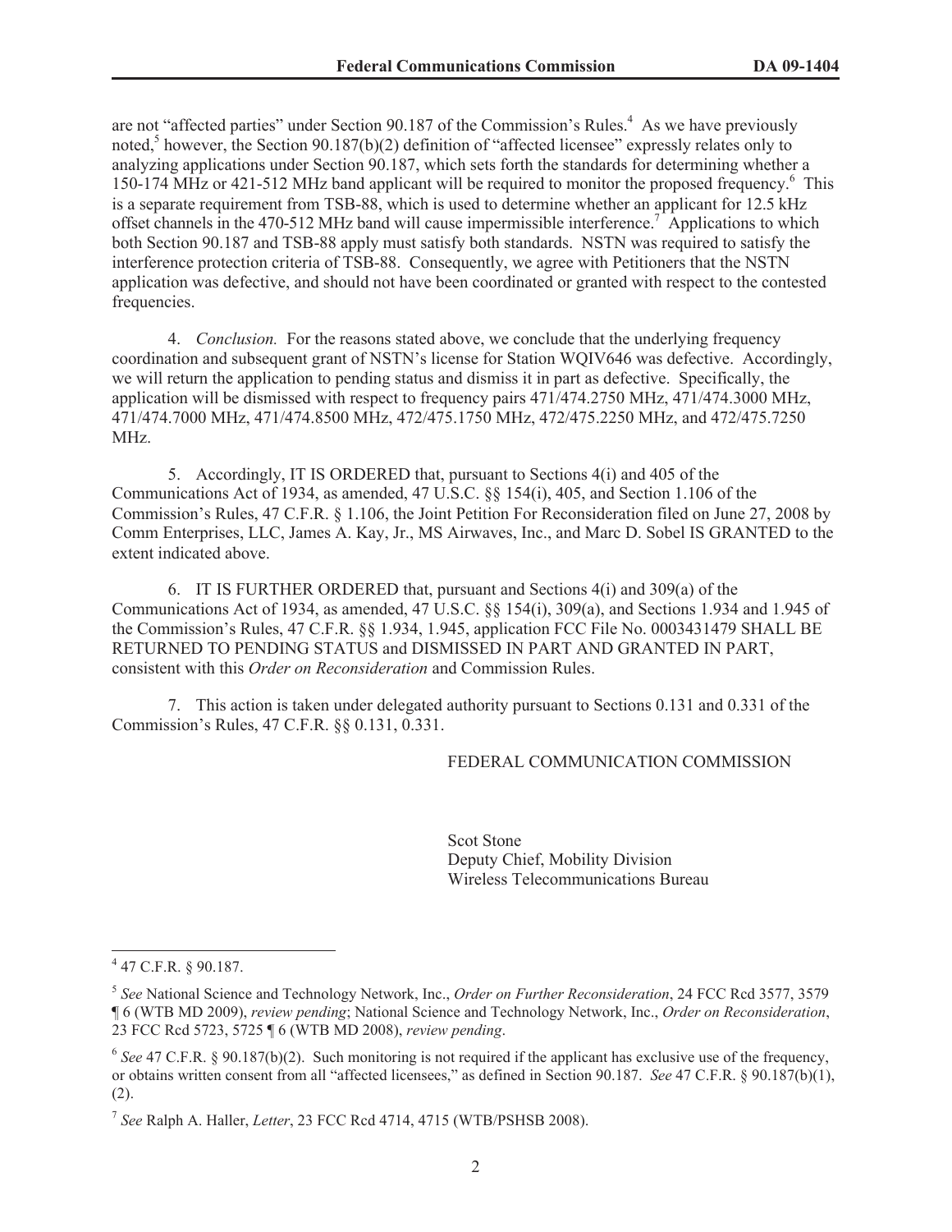are not "affected parties" under Section 90.187 of the Commission's Rules.[4] As we have previously noted,[5] however, the Section 90.187(b)(2) definition of "affected licensee" expressly relates only to analyzing applications under Section 90.187, which sets forth the standards for determining whether a 150-174 MHz or 421-512 MHz band applicant will be required to monitor the proposed frequency.[6] This is a separate requirement from TSB-88, which is used to determine whether an applicant for 12.5 kHz offset channels in the 470-512 MHz band will cause impermissible interference.[7] Applications to which both Section 90.187 and TSB-88 apply must satisfy both standards. NSTN was required to satisfy the interference protection criteria of TSB-88. Consequently, we agree with Petitioners that the NSTN application was defective, and should not have been coordinated or granted with respect to the contested frequencies.

4. *Conclusion.* For the reasons stated above, we conclude that the underlying frequency coordination and subsequent grant of NSTN's license for Station WQIV646 was defective. Accordingly, we will return the application to pending status and dismiss it in part as defective. Specifically, the application will be dismissed with respect to frequency pairs 471/474.2750 MHz, 471/474.3000 MHz, 471/474.7000 MHz, 471/474.8500 MHz, 472/475.1750 MHz, 472/475.2250 MHz, and 472/475.7250 MHz.

5. Accordingly, IT IS ORDERED that, pursuant to Sections 4(i) and 405 of the Communications Act of 1934, as amended, 47 U.S.C. §§ 154(i), 405, and Section 1.106 of the Commission's Rules, 47 C.F.R. § 1.106, the Joint Petition For Reconsideration filed on June 27, 2008 by Comm Enterprises, LLC, James A. Kay, Jr., MS Airwaves, Inc., and Marc D. Sobel IS GRANTED to the extent indicated above.

6. IT IS FURTHER ORDERED that, pursuant and Sections 4(i) and 309(a) of the Communications Act of 1934, as amended, 47 U.S.C. §§ 154(i), 309(a), and Sections 1.934 and 1.945 of the Commission's Rules, 47 C.F.R. §§ 1.934, 1.945, application FCC File No. 0003431479 SHALL BE RETURNED TO PENDING STATUS and DISMISSED IN PART AND GRANTED IN PART, consistent with this *Order on Reconsideration* and Commission Rules.

7. This action is taken under delegated authority pursuant to Sections 0.131 and 0.331 of the Commission's Rules, 47 C.F.R. §§ 0.131, 0.331.

FEDERAL COMMUNICATION COMMISSION

Scot Stone
Deputy Chief, Mobility Division
Wireless Telecommunications Bureau

---

[4] 47 C.F.R. § 90.187.

[5] *See* National Science and Technology Network, Inc., *Order on Further Reconsideration*, 24 FCC Rcd 3577, 3579 ¶ 6 (WTB MD 2009), *review pending*; National Science and Technology Network, Inc., *Order on Reconsideration*, 23 FCC Rcd 5723, 5725 ¶ 6 (WTB MD 2008), *review pending*.

[6] *See* 47 C.F.R. § 90.187(b)(2). Such monitoring is not required if the applicant has exclusive use of the frequency, or obtains written consent from all "affected licensees," as defined in Section 90.187. *See* 47 C.F.R. § 90.187(b)(1), (2).

[7] *See* Ralph A. Haller, *Letter*, 23 FCC Rcd 4714, 4715 (WTB/PSHSB 2008).